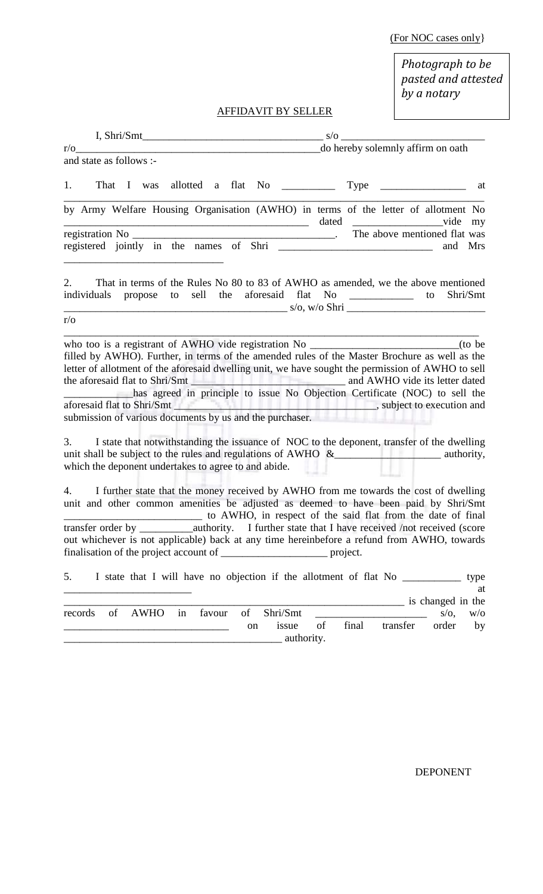(For NOC cases only}

*Photograph to be pasted and attested by a notary*

AFFIDAVIT BY SELLER

I, Shri/Smt__________________________________ s/o ___________________________ r/o_____________________________________________do hereby solemnly affirm on oath and state as follows :-

1. That I was allotted a flat No __________ Type ________________ at ____________________________________________________________________________ by Army Welfare Housing Organisation (AWHO) in terms of the letter of allotment No _____________________________________________ dated _________________vide my registration No ____________________________________. The above mentioned flat was registered jointly in the names of Shri ____________________________ and Mrs ______________________________

2. That in terms of the Rules No 80 to 83 of AWHO as amended, we the above mentioned individuals propose to sell the aforesaid flat No ____________ to Shri/Smt __________________________________________ s/o, w/o Shri __________________________ r/o ____________________________________________________________________________ who too is a registrant of AWHO vide registration No ___________________________(to be filled by AWHO). Further, in terms of the amended rules of the Master Brochure as well as the letter of allotment of the aforesaid dwelling unit, we have sought the permission of AWHO to sell the aforesaid flat to Shri/Smt ______________________________ and AWHO vide its letter dated _____________has agreed in principle to issue No Objection Certificate (NOC) to sell the aforesaid flat to Shri/Smt ___________________________________, subject to execution and submission of various documents by us and the purchaser.

3. I state that notwithstanding the issuance of NOC to the deponent, transfer of the dwelling unit shall be subject to the rules and regulations of AWHO &___________________ authority, which the deponent undertakes to agree to and abide.

4. I further state that the money received by AWHO from me towards the cost of dwelling unit and other common amenities be adjusted as deemed to have been paid by Shri/Smt _________________________ to AWHO, in respect of the said flat from the date of final transfer order by __________authority. I further state that I have received /not received (score out whichever is not applicable) back at any time hereinbefore a refund from AWHO, towards finalisation of the project account of ____________________ project.

5. I state that I will have no objection if the allotment of flat No ___________ type ________________________ at ___________________________________________________________ is changed in the records of AWHO in favour of Shri/Smt _____________________ s/o, w/o ______________________________ on issue of final transfer order by ________________________________________ authority.

DEPONENT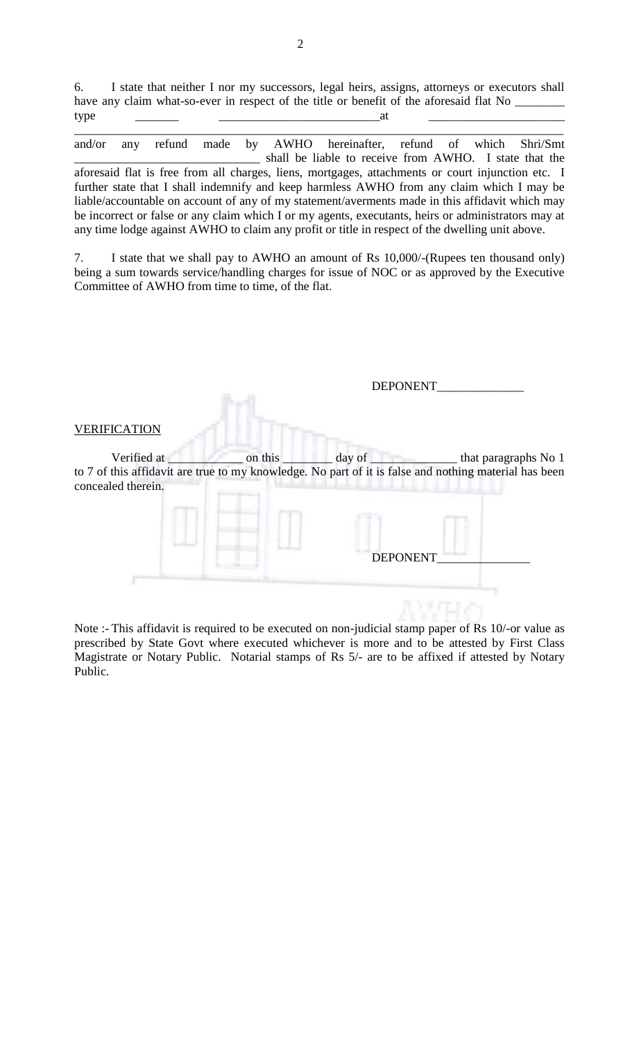6. I state that neither I nor my successors, legal heirs, assigns, attorneys or executors shall have any claim what-so-ever in respect of the title or benefit of the aforesaid flat No ________ type _______ __________________________at ______________________
______________________________________________________________________________ and/or any refund made by AWHO hereinafter, refund of which Shri/Smt ______________________________ shall be liable to receive from AWHO. I state that the aforesaid flat is free from all charges, liens, mortgages, attachments or court injunction etc. I further state that I shall indemnify and keep harmless AWHO from any claim which I may be liable/accountable on account of any of my statement/averments made in this affidavit which may be incorrect or false or any claim which I or my agents, executants, heirs or administrators may at any time lodge against AWHO to claim any profit or title in respect of the dwelling unit above.

7. I state that we shall pay to AWHO an amount of Rs 10,000/-(Rupees ten thousand only) being a sum towards service/handling charges for issue of NOC or as approved by the Executive Committee of AWHO from time to time, of the flat.

DEPONENT______________

<u>VERIFICATION</u>

Verified at ____________ on this ________ day of ______________ that paragraphs No 1 to 7 of this affidavit are true to my knowledge. No part of it is false and nothing material has been concealed therein.

DEPONENT_______________

Note :- This affidavit is required to be executed on non-judicial stamp paper of Rs 10/-or value as prescribed by State Govt where executed whichever is more and to be attested by First Class Magistrate or Notary Public. Notarial stamps of Rs 5/- are to be affixed if attested by Notary Public.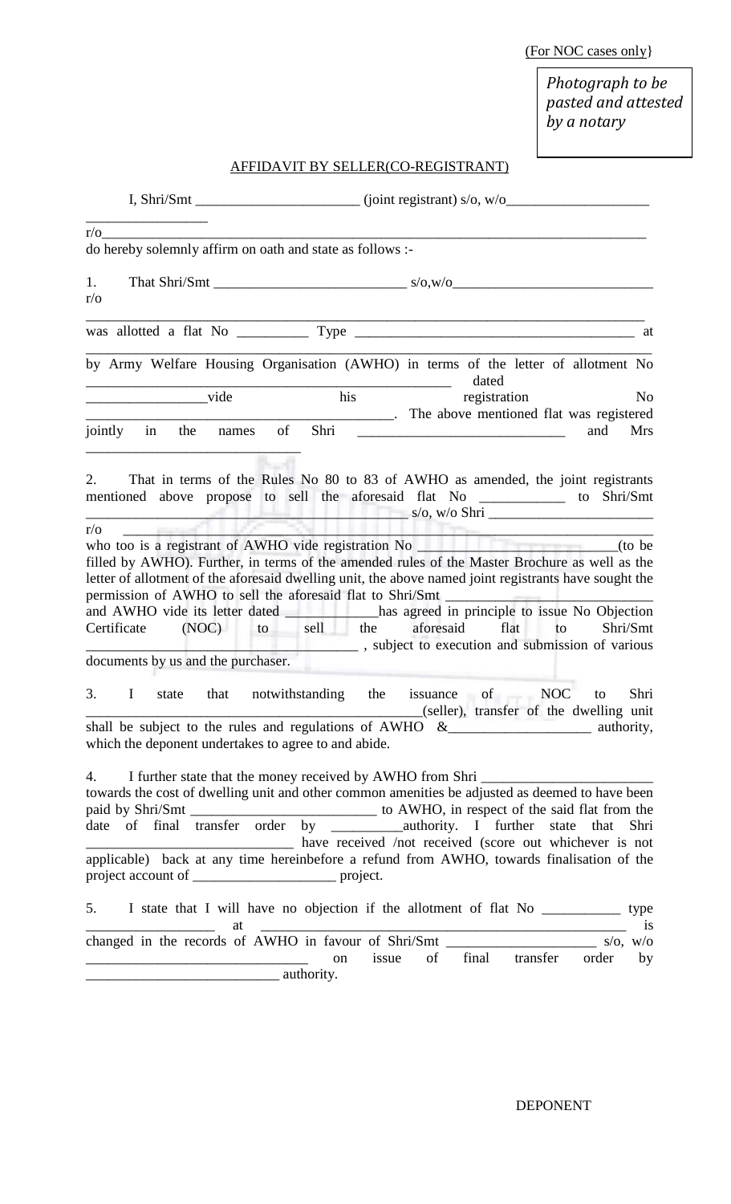(For NOC cases only}

*Photograph to be pasted and attested by a notary*

AFFIDAVIT BY SELLER(CO-REGISTRANT)

I, Shri/Smt _______________________ (joint registrant) s/o, w/o____________________ _________________ r/o_______________________________________________________________________________ do hereby solemnly affirm on oath and state as follows :-

1. That Shri/Smt ___________________________ s/o,w/o____________________________ r/o _______________________________________________________________________________ was allotted a flat No __________ Type ________________________________________ at ________________________________________________________________________________ by Army Welfare Housing Organisation (AWHO) in terms of the letter of allotment No ___________________________________________________ dated _________________vide his registration No __________________________________________. The above mentioned flat was registered jointly in the names of Shri _____________________________ and Mrs _______________________________

2. That in terms of the Rules No 80 to 83 of AWHO as amended, the joint registrants mentioned above propose to sell the aforesaid flat No ___________ to Shri/Smt __________________________________________ s/o, w/o Shri _______________________ r/o ____________________________________________________________________________ who too is a registrant of AWHO vide registration No ____________________________(to be filled by AWHO). Further, in terms of the amended rules of the Master Brochure as well as the letter of allotment of the aforesaid dwelling unit, the above named joint registrants have sought the permission of AWHO to sell the aforesaid flat to Shri/Smt _______________________________ and AWHO vide its letter dated _____________has agreed in principle to issue No Objection Certificate (NOC) to sell the aforesaid flat to Shri/Smt ______________________________________ , subject to execution and submission of various documents by us and the purchaser.

3. I state that notwithstanding the issuance of NOC to Shri ________________________________________________(seller), transfer of the dwelling unit shall be subject to the rules and regulations of AWHO &____________________ authority, which the deponent undertakes to agree to and abide.

4. I further state that the money received by AWHO from Shri ________________________ towards the cost of dwelling unit and other common amenities be adjusted as deemed to have been paid by Shri/Smt __________________________ to AWHO, in respect of the said flat from the date of final transfer order by __________authority. I further state that Shri _____________________________ have received /not received (score out whichever is not applicable) back at any time hereinbefore a refund from AWHO, towards finalisation of the project account of ____________________ project.

5. I state that I will have no objection if the allotment of flat No ___________ type __________________ at ____________________________________________________ is changed in the records of AWHO in favour of Shri/Smt _____________________ s/o, w/o _______________________________ on issue of final transfer order by ___________________________ authority.

DEPONENT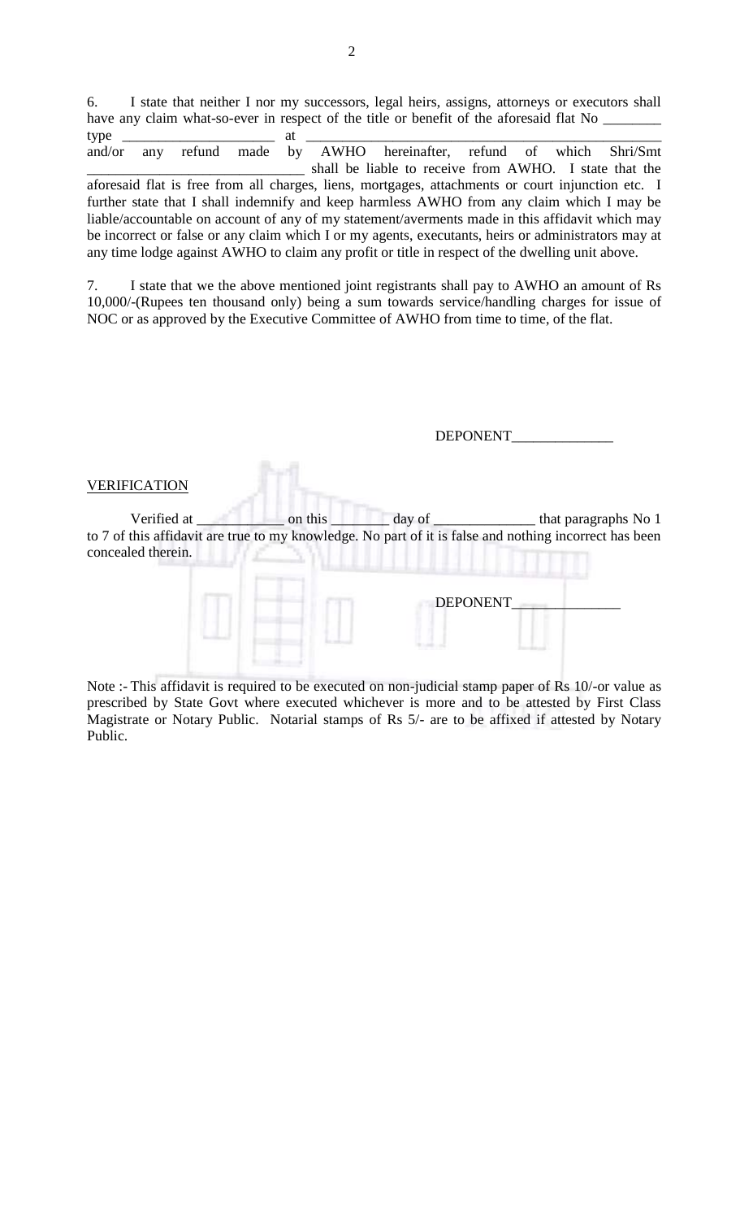6. I state that neither I nor my successors, legal heirs, assigns, attorneys or executors shall have any claim what-so-ever in respect of the title or benefit of the aforesaid flat No ________ type _____________________ at _________________________________________________ and/or any refund made by AWHO hereinafter, refund of which Shri/Smt ______________________________ shall be liable to receive from AWHO. I state that the aforesaid flat is free from all charges, liens, mortgages, attachments or court injunction etc. I further state that I shall indemnify and keep harmless AWHO from any claim which I may be liable/accountable on account of any of my statement/averments made in this affidavit which may be incorrect or false or any claim which I or my agents, executants, heirs or administrators may at any time lodge against AWHO to claim any profit or title in respect of the dwelling unit above.

7. I state that we the above mentioned joint registrants shall pay to AWHO an amount of Rs 10,000/-(Rupees ten thousand only) being a sum towards service/handling charges for issue of NOC or as approved by the Executive Committee of AWHO from time to time, of the flat.

DEPONENT______________

VERIFICATION

Verified at ____________ on this ________ day of ______________ that paragraphs No 1 to 7 of this affidavit are true to my knowledge. No part of it is false and nothing incorrect has been concealed therein.

DEPONENT______________

Note :- This affidavit is required to be executed on non-judicial stamp paper of Rs 10/-or value as prescribed by State Govt where executed whichever is more and to be attested by First Class Magistrate or Notary Public. Notarial stamps of Rs 5/- are to be affixed if attested by Notary Public.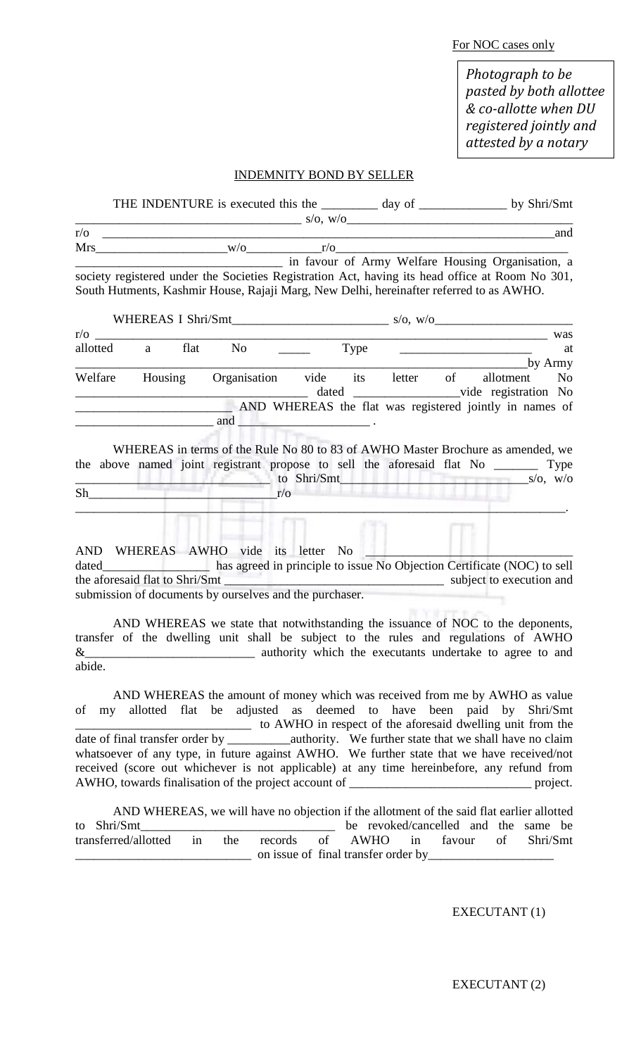For NOC cases only

*Photograph to be pasted by both allottee & co-allotte when DU registered jointly and attested by a notary*

INDEMNITY BOND BY SELLER

THE INDENTURE is executed this the _________ day of ______________ by Shri/Smt ___________________________________ s/o, w/o____________________________________ r/o ____________________________________________________________________and Mrs_____________________w/o____________r/o_________________________________________ _________________________________ in favour of Army Welfare Housing Organisation, a society registered under the Societies Registration Act, having its head office at Room No 301, South Hutments, Kashmir House, Rajaji Marg, New Delhi, hereinafter referred to as AWHO.

WHEREAS I Shri/Smt_________________________ s/o, w/o______________________ r/o ___________________________________________________________________________ was allotted a flat No _____ Type _____________________ at ________________________________________________________________________by Army Welfare Housing Organisation vide its letter of allotment No ____________________________________ dated _________________vide registration No _________________________ AND WHEREAS the flat was registered jointly in names of ______________________ and ______________________ .

WHEREAS in terms of the Rule No 80 to 83 of AWHO Master Brochure as amended, we the above named joint registrant propose to sell the aforesaid flat No _______ Type _____________________________ to Shri/Smt______________________________s/o, w/o Sh_____________________________r/o ____________________________________________________________________________.

AND WHEREAS AWHO vide its letter No ________________________________ dated_________________ has agreed in principle to issue No Objection Certificate (NOC) to sell the aforesaid flat to Shri/Smt __________________________________ subject to execution and submission of documents by ourselves and the purchaser.

AND WHEREAS we state that notwithstanding the issuance of NOC to the deponents, transfer of the dwelling unit shall be subject to the rules and regulations of AWHO &__________________________ authority which the executants undertake to agree to and abide.

AND WHEREAS the amount of money which was received from me by AWHO as value of my allotted flat be adjusted as deemed to have been paid by Shri/Smt ____________________________ to AWHO in respect of the aforesaid dwelling unit from the date of final transfer order by __________authority. We further state that we shall have no claim whatsoever of any type, in future against AWHO. We further state that we have received/not received (score out whichever is not applicable) at any time hereinbefore, any refund from AWHO, towards finalisation of the project account of _____________________________ project.

AND WHEREAS, we will have no objection if the allotment of the said flat earlier allotted to Shri/Smt_______________________________ be revoked/cancelled and the same be transferred/allotted in the records of AWHO in favour of Shri/Smt ____________________________ on issue of final transfer order by____________________

EXECUTANT (1)

EXECUTANT (2)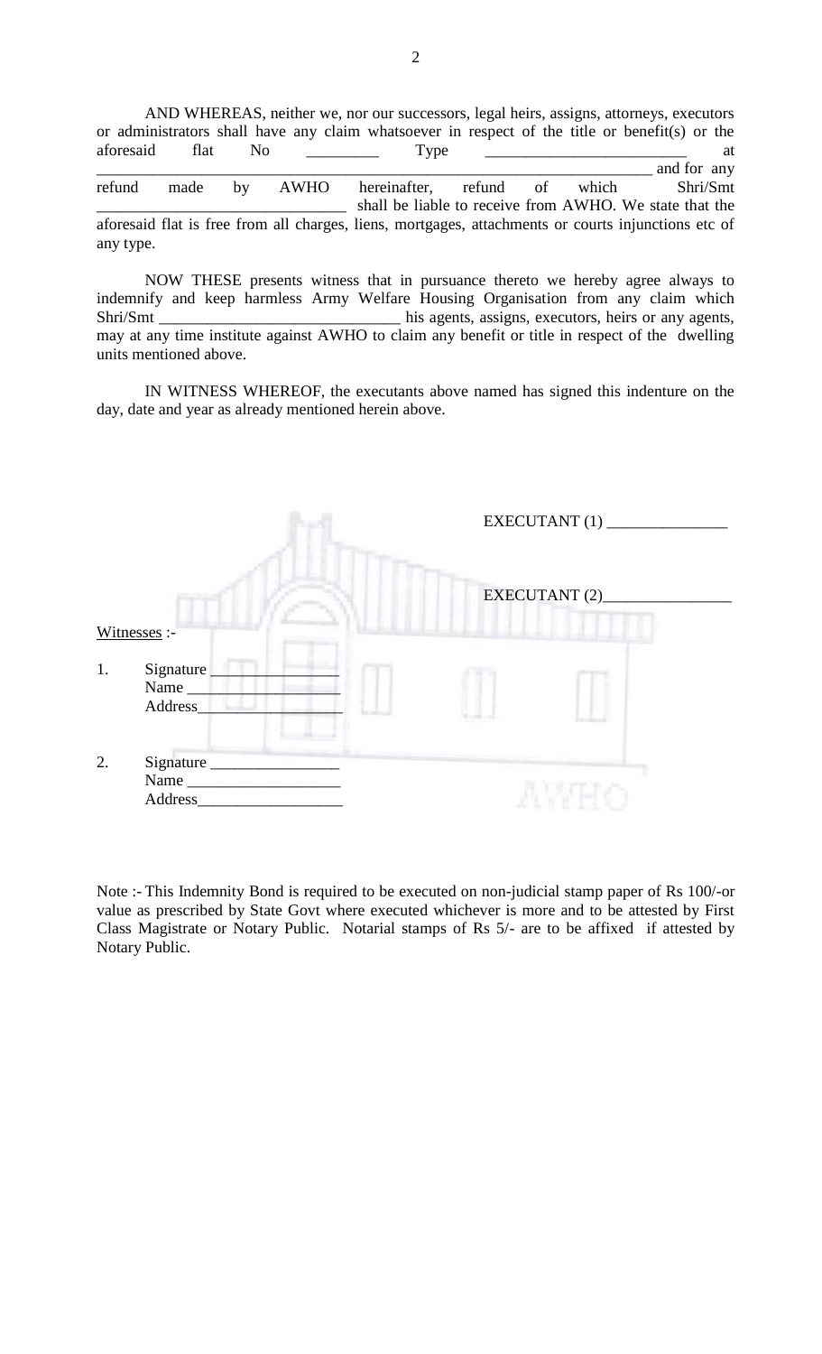AND WHEREAS, neither we, nor our successors, legal heirs, assigns, attorneys, executors or administrators shall have any claim whatsoever in respect of the title or benefit(s) or the aforesaid flat No _________ Type _________________________ at _______________________________________________________________________ and for any refund made by AWHO hereinafter, refund of which Shri/Smt ______________________________ shall be liable to receive from AWHO. We state that the aforesaid flat is free from all charges, liens, mortgages, attachments or courts injunctions etc of any type.

NOW THESE presents witness that in pursuance thereto we hereby agree always to indemnify and keep harmless Army Welfare Housing Organisation from any claim which Shri/Smt _____________________________ his agents, assigns, executors, heirs or any agents, may at any time institute against AWHO to claim any benefit or title in respect of the dwelling units mentioned above.

IN WITNESS WHEREOF, the executants above named has signed this indenture on the day, date and year as already mentioned herein above.

EXECUTANT (1) _______________

EXECUTANT (2)________________

Witnesses :-

1. Signature _______________
   Name __________________
   Address_________________

2. Signature _______________
   Name __________________
   Address_________________

Note :- This Indemnity Bond is required to be executed on non-judicial stamp paper of Rs 100/-or value as prescribed by State Govt where executed whichever is more and to be attested by First Class Magistrate or Notary Public. Notarial stamps of Rs 5/- are to be affixed if attested by Notary Public.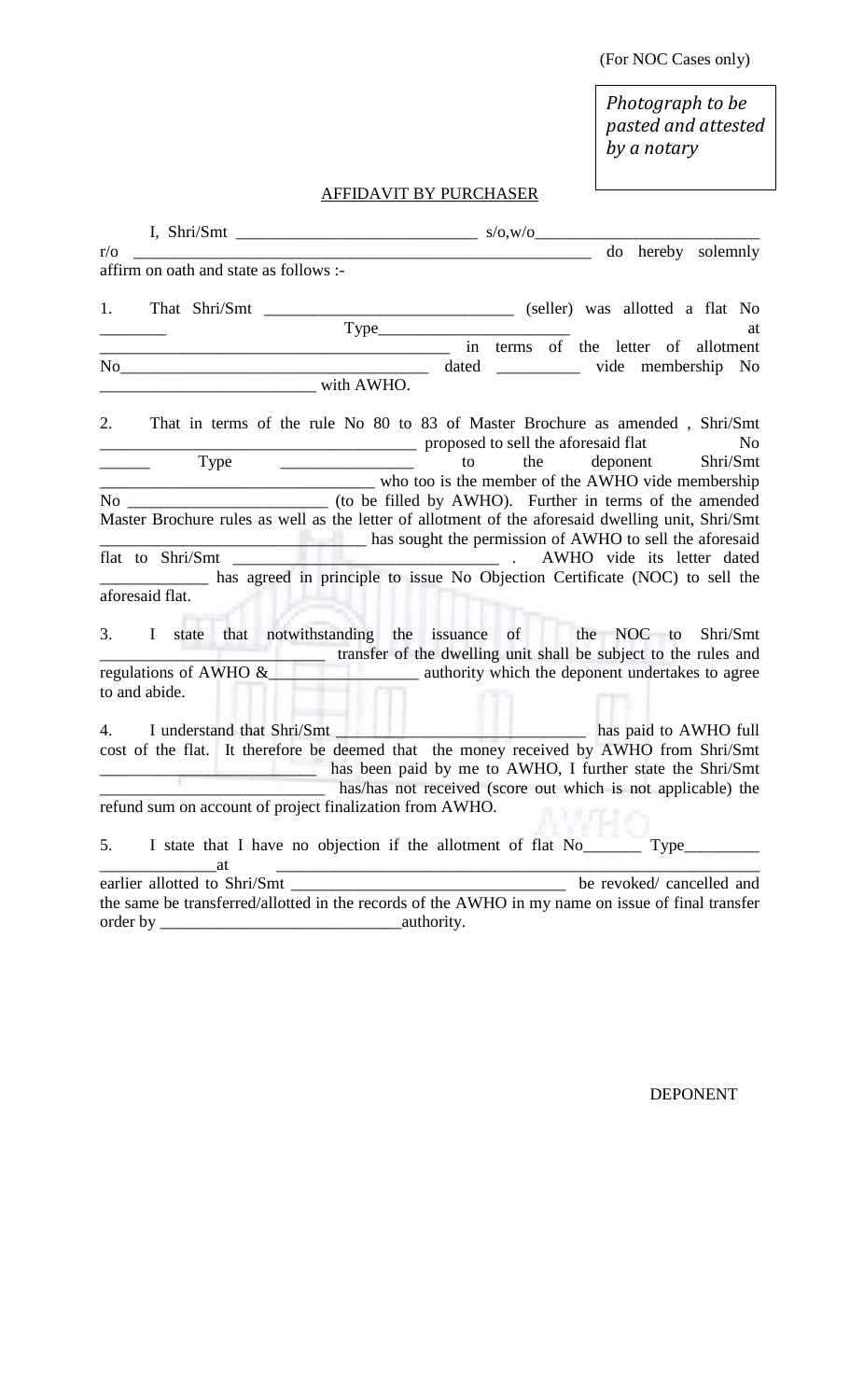(For NOC Cases only)

*Photograph to be pasted and attested by a notary*

## AFFIDAVIT BY PURCHASER

I, Shri/Smt ____________________________ s/o,w/o__________________________ r/o ________________________________________________________ do hereby solemnly affirm on oath and state as follows :-

1. That Shri/Smt _____________________________ (seller) was allotted a flat No ________ Type______________________ at ________________________________________ in terms of the letter of allotment No______________________________________ dated __________ vide membership No __________________________ with AWHO.

2. That in terms of the rule No 80 to 83 of Master Brochure as amended , Shri/Smt ______________________________________ proposed to sell the aforesaid flat No ______ Type ________________ to the deponent Shri/Smt ________________________________ who too is the member of the AWHO vide membership No _______________________ (to be filled by AWHO). Further in terms of the amended Master Brochure rules as well as the letter of allotment of the aforesaid dwelling unit, Shri/Smt ______________________________ has sought the permission of AWHO to sell the aforesaid flat to Shri/Smt ________________________________ . AWHO vide its letter dated _____________ has agreed in principle to issue No Objection Certificate (NOC) to sell the aforesaid flat.

3. I state that notwithstanding the issuance of the NOC to Shri/Smt __________________________ transfer of the dwelling unit shall be subject to the rules and regulations of AWHO &__________________ authority which the deponent undertakes to agree to and abide.

4. I understand that Shri/Smt ______________________________ has paid to AWHO full cost of the flat. It therefore be deemed that the money received by AWHO from Shri/Smt __________________________ has been paid by me to AWHO, I further state the Shri/Smt ___________________________ has/has not received (score out which is not applicable) the refund sum on account of project finalization from AWHO.

5. I state that I have no objection if the allotment of flat No_______ Type_________ ______________at ______________________________________________________________ earlier allotted to Shri/Smt _________________________________ be revoked/ cancelled and the same be transferred/allotted in the records of the AWHO in my name on issue of final transfer order by _____________________________authority.

DEPONENT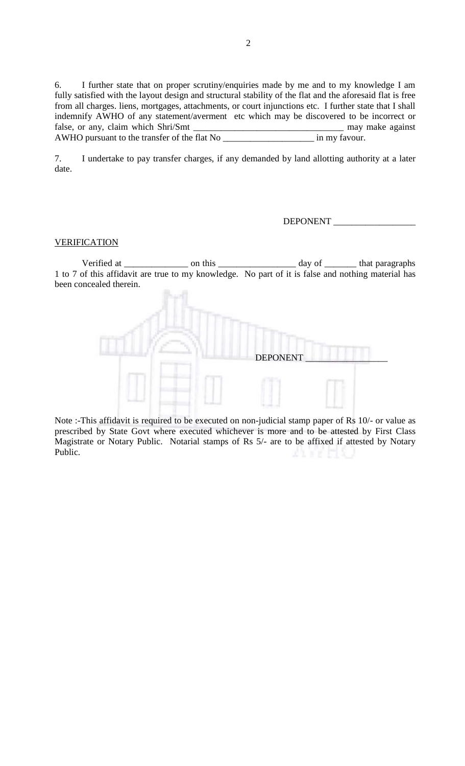6. I further state that on proper scrutiny/enquiries made by me and to my knowledge I am fully satisfied with the layout design and structural stability of the flat and the aforesaid flat is free from all charges. liens, mortgages, attachments, or court injunctions etc. I further state that I shall indemnify AWHO of any statement/averment etc which may be discovered to be incorrect or false, or any, claim which Shri/Smt ________________________________ may make against AWHO pursuant to the transfer of the flat No ____________________ in my favour.

7. I undertake to pay transfer charges, if any demanded by land allotting authority at a later date.

DEPONENT __________________

VERIFICATION

Verified at ______________ on this _________________ day of _______ that paragraphs 1 to 7 of this affidavit are true to my knowledge. No part of it is false and nothing material has been concealed therein.

DEPONENT __________________

Note :-This affidavit is required to be executed on non-judicial stamp paper of Rs 10/- or value as prescribed by State Govt where executed whichever is more and to be attested by First Class Magistrate or Notary Public. Notarial stamps of Rs 5/- are to be affixed if attested by Notary Public.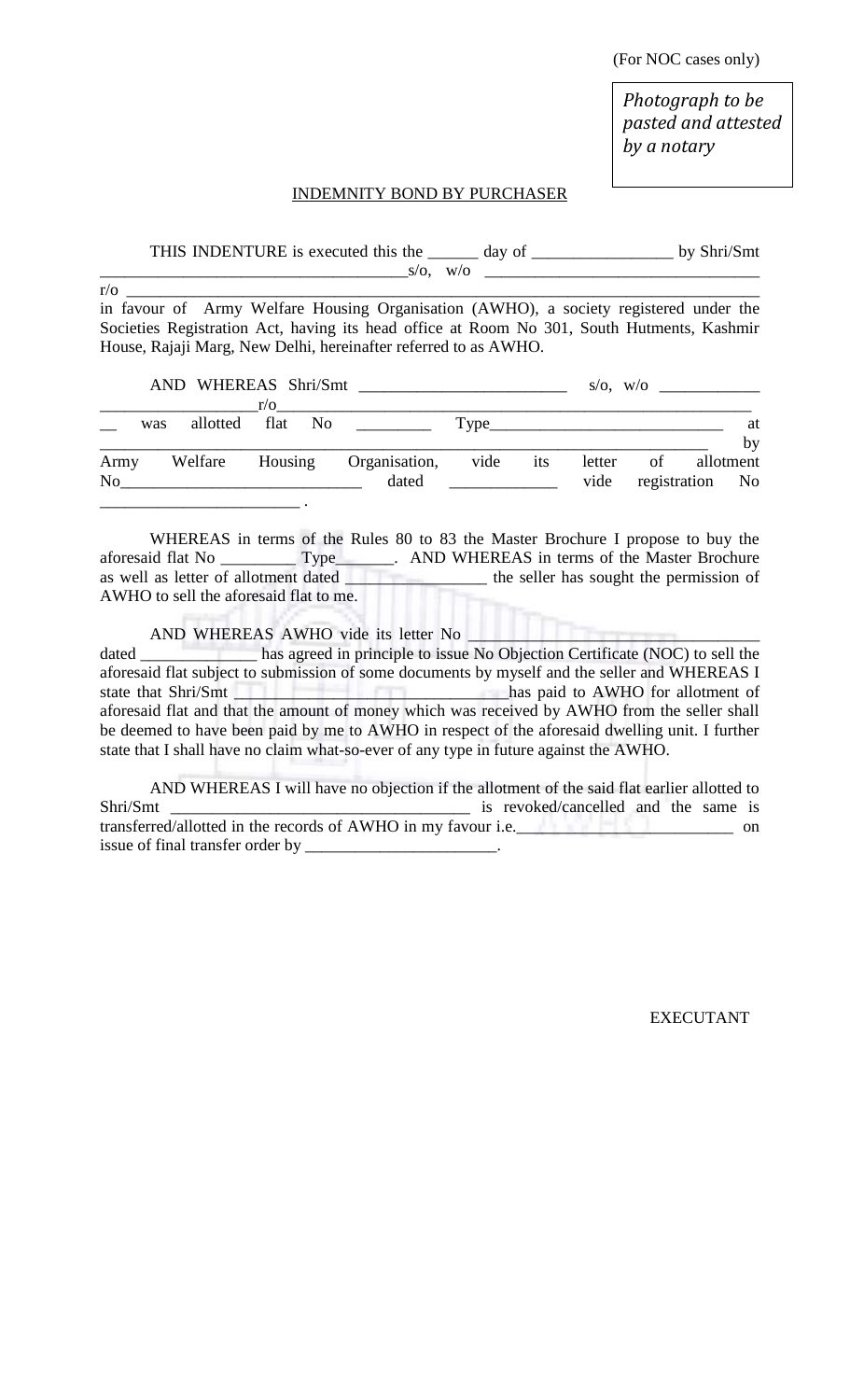(For NOC cases only)

*Photograph to be pasted and attested by a notary*

## INDEMNITY BOND BY PURCHASER

THIS INDENTURE is executed this the ______ day of _________________ by Shri/Smt _____________________________________s/o, w/o _________________________________ r/o ______________________________________________________________________________ in favour of Army Welfare Housing Organisation (AWHO), a society registered under the Societies Registration Act, having its head office at Room No 301, South Hutments, Kashmir House, Rajaji Marg, New Delhi, hereinafter referred to as AWHO.

AND WHEREAS Shri/Smt _________________________ s/o, w/o ____________ __________________r/o__________________________________________________________ __ was allotted flat No _________ Type_____________________________ at ________________________________________________________________________ by Army Welfare Housing Organisation, vide its letter of allotment No_____________________________ dated _____________ vide registration No ________________________ .

WHEREAS in terms of the Rules 80 to 83 the Master Brochure I propose to buy the aforesaid flat No _________ Type_______. AND WHEREAS in terms of the Master Brochure as well as letter of allotment dated ________________ the seller has sought the permission of AWHO to sell the aforesaid flat to me.

AND WHEREAS AWHO vide its letter No ___________________________________ dated ______________ has agreed in principle to issue No Objection Certificate (NOC) to sell the aforesaid flat subject to submission of some documents by myself and the seller and WHEREAS I state that Shri/Smt ________________________________has paid to AWHO for allotment of aforesaid flat and that the amount of money which was received by AWHO from the seller shall be deemed to have been paid by me to AWHO in respect of the aforesaid dwelling unit. I further state that I shall have no claim what-so-ever of any type in future against the AWHO.

AND WHEREAS I will have no objection if the allotment of the said flat earlier allotted to Shri/Smt ____________________________________ is revoked/cancelled and the same is transferred/allotted in the records of AWHO in my favour i.e.__________________________ on issue of final transfer order by _______________________.

EXECUTANT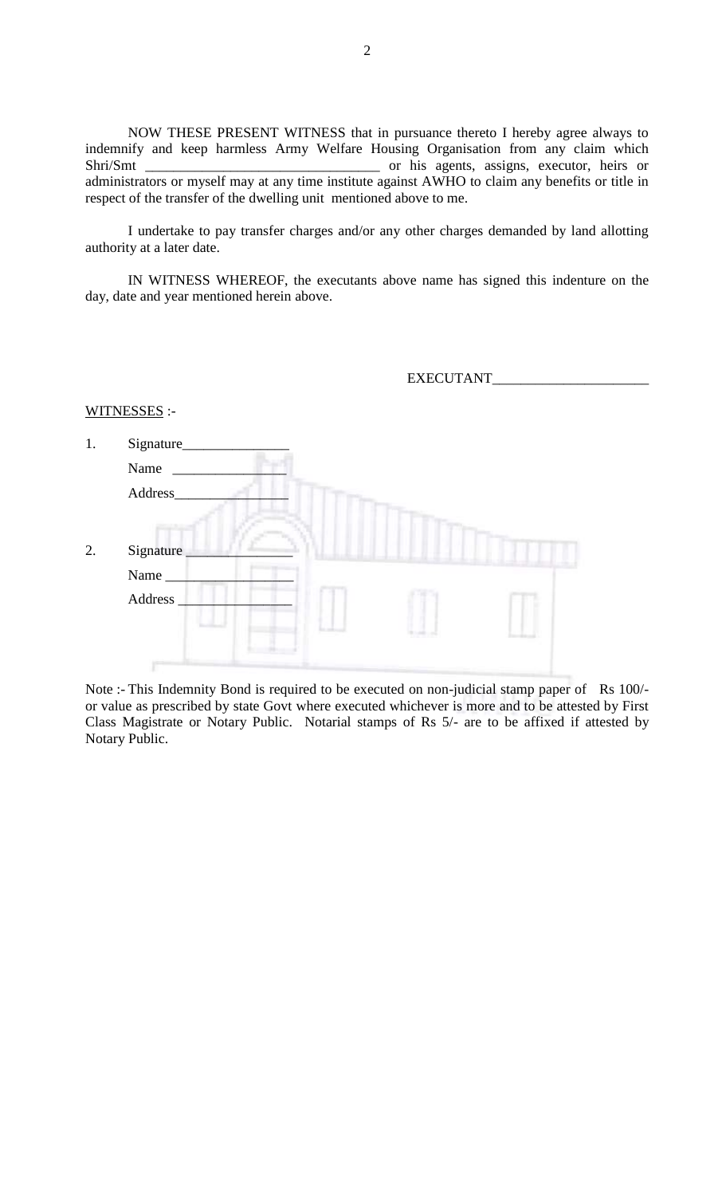NOW THESE PRESENT WITNESS that in pursuance thereto I hereby agree always to indemnify and keep harmless Army Welfare Housing Organisation from any claim which Shri/Smt _________________________________ or his agents, assigns, executor, heirs or administrators or myself may at any time institute against AWHO to claim any benefits or title in respect of the transfer of the dwelling unit mentioned above to me.

I undertake to pay transfer charges and/or any other charges demanded by land allotting authority at a later date.

IN WITNESS WHEREOF, the executants above name has signed this indenture on the day, date and year mentioned herein above.

EXECUTANT_____________________

WITNESSES :-

1. Signature_______________
   Name _______________
   Address_______________

2. Signature _______________
   Name _________________
   Address _______________

Note :- This Indemnity Bond is required to be executed on non-judicial stamp paper of Rs 100/- or value as prescribed by state Govt where executed whichever is more and to be attested by First Class Magistrate or Notary Public. Notarial stamps of Rs 5/- are to be affixed if attested by Notary Public.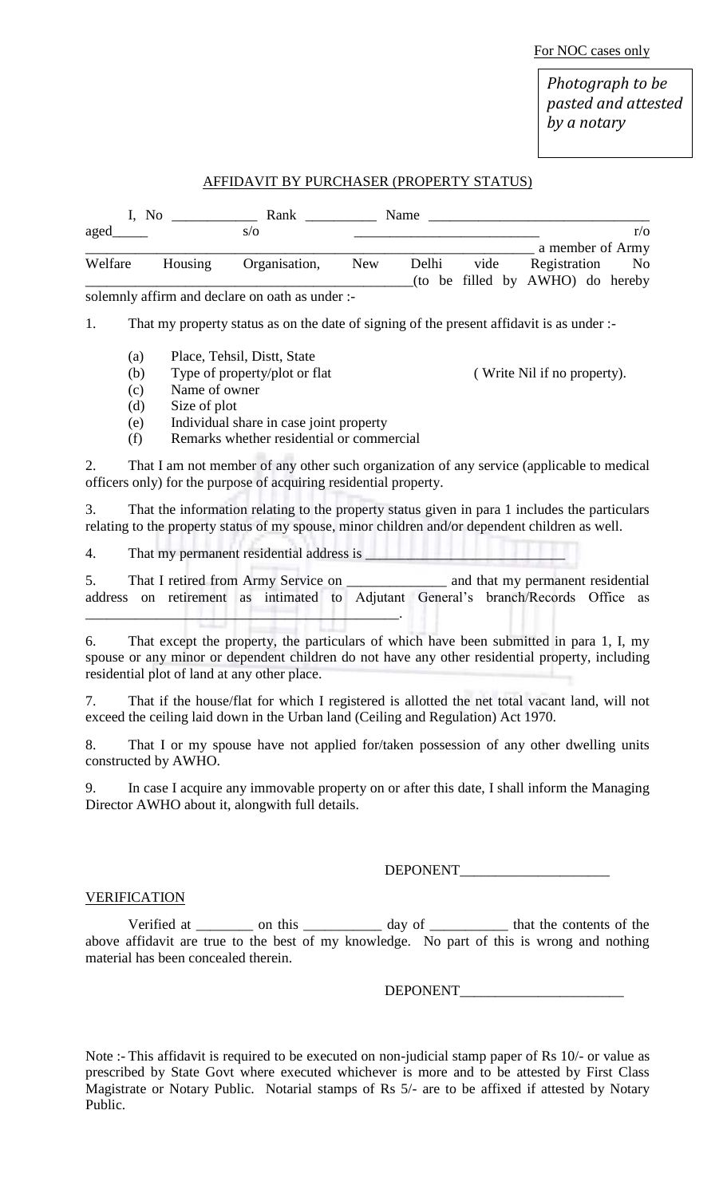For NOC cases only

*Photograph to be pasted and attested by a notary*

## AFFIDAVIT BY PURCHASER (PROPERTY STATUS)

I, No ____________ Rank __________ Name _______________________________ aged_____ s/o __________________________ r/o _________________________________________________________________ a member of Army Welfare Housing Organisation, New Delhi vide Registration No _____________________________________________(to be filled by AWHO) do hereby solemnly affirm and declare on oath as under :-

1. That my property status as on the date of signing of the present affidavit is as under :-

   (a) Place, Tehsil, Distt, State
   (b) Type of property/plot or flat ( Write Nil if no property).
   (c) Name of owner
   (d) Size of plot
   (e) Individual share in case joint property
   (f) Remarks whether residential or commercial

2. That I am not member of any other such organization of any service (applicable to medical officers only) for the purpose of acquiring residential property.

3. That the information relating to the property status given in para 1 includes the particulars relating to the property status of my spouse, minor children and/or dependent children as well.

4. That my permanent residential address is ________________________

5. That I retired from Army Service on ______________ and that my permanent residential address on retirement as intimated to Adjutant General's branch/Records Office as ____________________________________________.

6. That except the property, the particulars of which have been submitted in para 1, I, my spouse or any minor or dependent children do not have any other residential property, including residential plot of land at any other place.

7. That if the house/flat for which I registered is allotted the net total vacant land, will not exceed the ceiling laid down in the Urban land (Ceiling and Regulation) Act 1970.

8. That I or my spouse have not applied for/taken possession of any other dwelling units constructed by AWHO.

9. In case I acquire any immovable property on or after this date, I shall inform the Managing Director AWHO about it, alongwith full details.

DEPONENT_____________________

VERIFICATION

Verified at ________ on this ___________ day of ___________ that the contents of the above affidavit are true to the best of my knowledge. No part of this is wrong and nothing material has been concealed therein.

DEPONENT_______________________

Note :- This affidavit is required to be executed on non-judicial stamp paper of Rs 10/- or value as prescribed by State Govt where executed whichever is more and to be attested by First Class Magistrate or Notary Public. Notarial stamps of Rs 5/- are to be affixed if attested by Notary Public.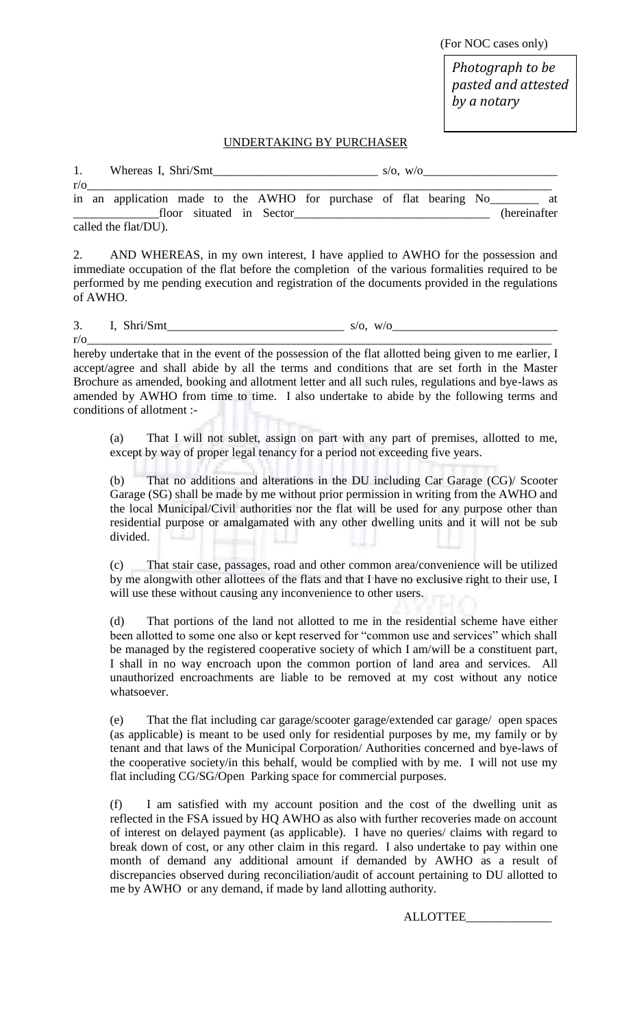(For NOC cases only)

*Photograph to be pasted and attested by a notary*

UNDERTAKING BY PURCHASER

1. Whereas I, Shri/Smt___________________________ s/o, w/o______________________ r/o_____________________________________________________________________________ in an application made to the AWHO for purchase of flat bearing No________ at ______________floor situated in Sector_______________________________ (hereinafter called the flat/DU).

2. AND WHEREAS, in my own interest, I have applied to AWHO for the possession and immediate occupation of the flat before the completion of the various formalities required to be performed by me pending execution and registration of the documents provided in the regulations of AWHO.

3. I, Shri/Smt_____________________________ s/o, w/o___________________________ r/o_____________________________________________________________________________ hereby undertake that in the event of the possession of the flat allotted being given to me earlier, I accept/agree and shall abide by all the terms and conditions that are set forth in the Master Brochure as amended, booking and allotment letter and all such rules, regulations and bye-laws as amended by AWHO from time to time. I also undertake to abide by the following terms and conditions of allotment :-

(a) That I will not sublet, assign on part with any part of premises, allotted to me, except by way of proper legal tenancy for a period not exceeding five years.

(b) That no additions and alterations in the DU including Car Garage (CG)/ Scooter Garage (SG) shall be made by me without prior permission in writing from the AWHO and the local Municipal/Civil authorities nor the flat will be used for any purpose other than residential purpose or amalgamated with any other dwelling units and it will not be sub divided.

(c) That stair case, passages, road and other common area/convenience will be utilized by me alongwith other allottees of the flats and that I have no exclusive right to their use, I will use these without causing any inconvenience to other users.

(d) That portions of the land not allotted to me in the residential scheme have either been allotted to some one also or kept reserved for "common use and services" which shall be managed by the registered cooperative society of which I am/will be a constituent part, I shall in no way encroach upon the common portion of land area and services. All unauthorized encroachments are liable to be removed at my cost without any notice whatsoever.

(e) That the flat including car garage/scooter garage/extended car garage/ open spaces (as applicable) is meant to be used only for residential purposes by me, my family or by tenant and that laws of the Municipal Corporation/ Authorities concerned and bye-laws of the cooperative society/in this behalf, would be complied with by me. I will not use my flat including CG/SG/Open Parking space for commercial purposes.

(f) I am satisfied with my account position and the cost of the dwelling unit as reflected in the FSA issued by HQ AWHO as also with further recoveries made on account of interest on delayed payment (as applicable). I have no queries/ claims with regard to break down of cost, or any other claim in this regard. I also undertake to pay within one month of demand any additional amount if demanded by AWHO as a result of discrepancies observed during reconciliation/audit of account pertaining to DU allotted to me by AWHO or any demand, if made by land allotting authority.

ALLOTTEE______________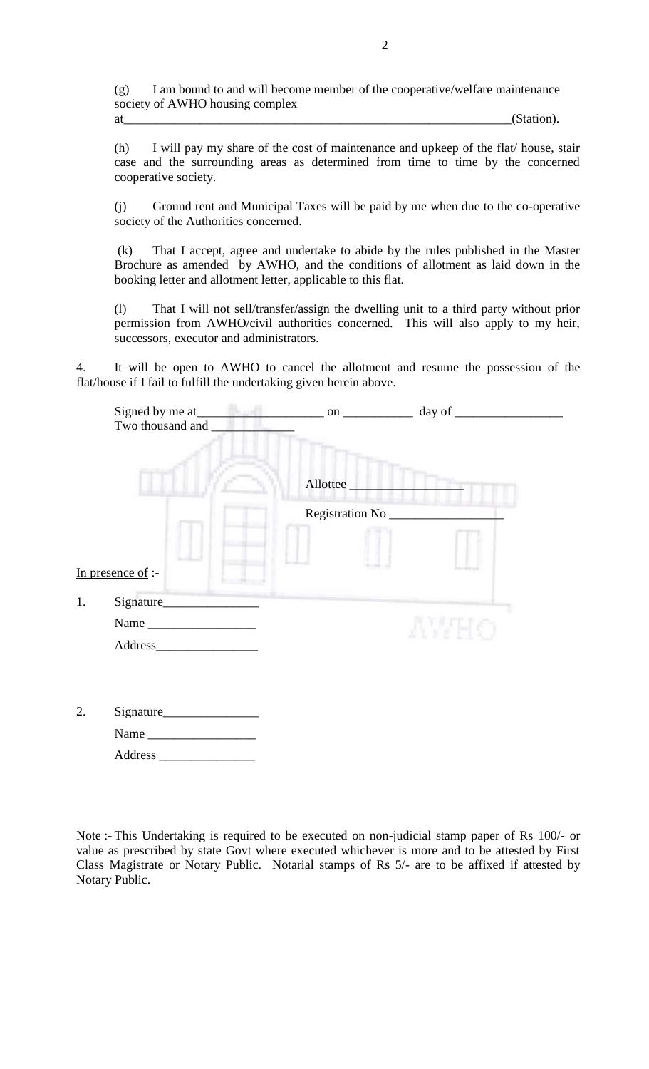(g) I am bound to and will become member of the cooperative/welfare maintenance society of AWHO housing complex at_____________________________________________________________(Station).

(h) I will pay my share of the cost of maintenance and upkeep of the flat/ house, stair case and the surrounding areas as determined from time to time by the concerned cooperative society.

(j) Ground rent and Municipal Taxes will be paid by me when due to the co-operative society of the Authorities concerned.

(k) That I accept, agree and undertake to abide by the rules published in the Master Brochure as amended by AWHO, and the conditions of allotment as laid down in the booking letter and allotment letter, applicable to this flat.

(l) That I will not sell/transfer/assign the dwelling unit to a third party without prior permission from AWHO/civil authorities concerned. This will also apply to my heir, successors, executor and administrators.

4. It will be open to AWHO to cancel the allotment and resume the possession of the flat/house if I fail to fulfill the undertaking given herein above.

Signed by me at____________________ on ___________ day of _________________ Two thousand and _____________

Allottee _________________

Registration No __________________

In presence of :-

1. Signature_______________

   Name _________________

   Address________________

2. Signature_______________

   Name _________________

   Address _______________

Note :- This Undertaking is required to be executed on non-judicial stamp paper of Rs 100/- or value as prescribed by state Govt where executed whichever is more and to be attested by First Class Magistrate or Notary Public. Notarial stamps of Rs 5/- are to be affixed if attested by Notary Public.